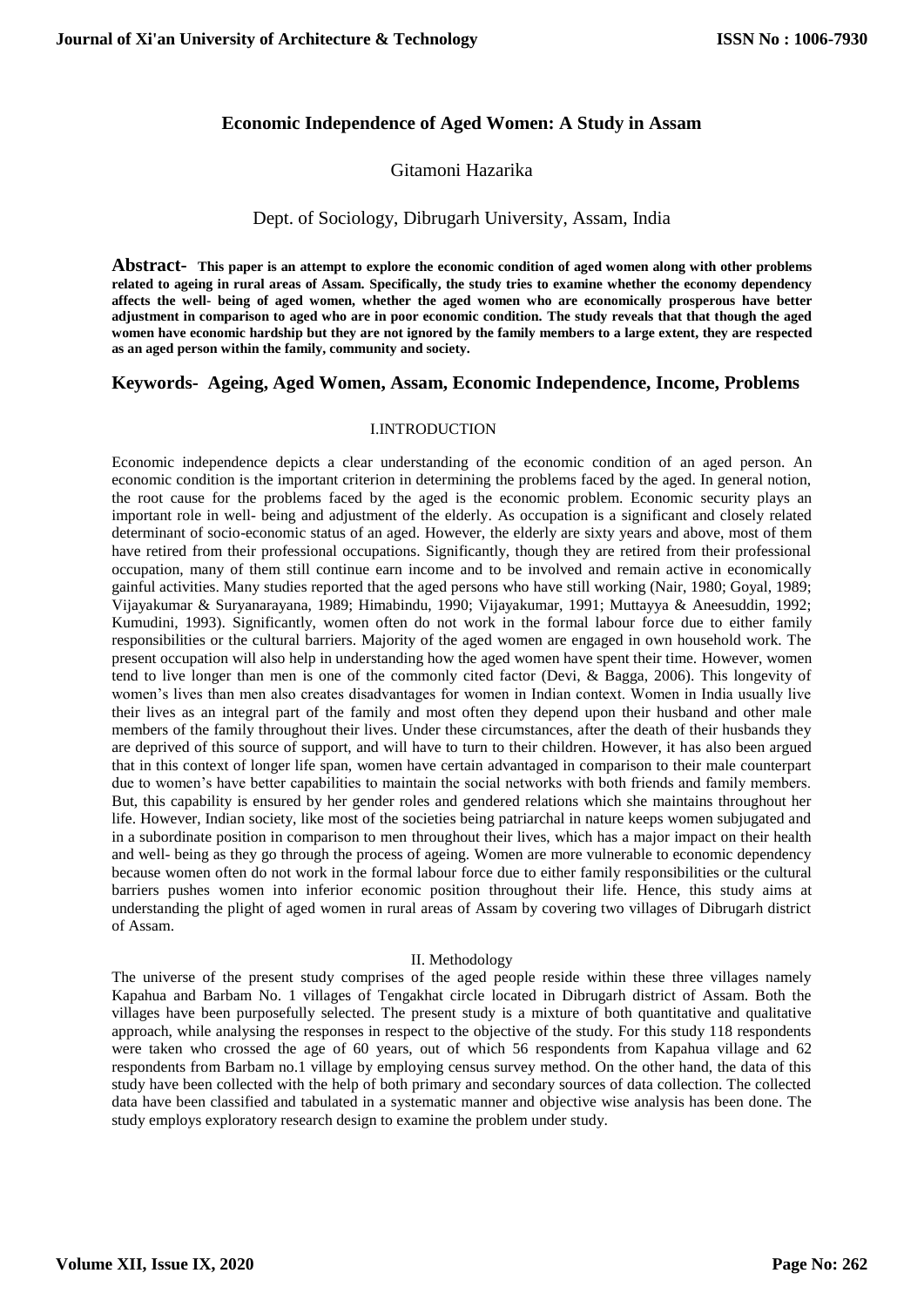# Economic Independence of Aged Women: A Study in Assam

Gitamoni Hazarika

Dept. of Sociology, Dibrugarh University, Assam, India

**Abstract- This paper is an attempt to explore the economic condition of aged women along with other problems related to ageing in rural areas of Assam. Specifically, the study tries to examine whether the economy dependency affects the well- being of aged women, whether the aged women who are economically prosperous have better adjustment in comparison to aged who are in poor economic condition. The study reveals that that though the aged women have economic hardship but they are not ignored by the family members to a large extent, they are respected as an aged person within the family, community and society.**

**Keywords- Ageing, Aged Women, Assam, Economic Independence, Income, Problems**

## I.INTRODUCTION

Economic independence depicts a clear understanding of the economic condition of an aged person. An economic condition is the important criterion in determining the problems faced by the aged. In general notion, the root cause for the problems faced by the aged is the economic problem. Economic security plays an important role in well- being and adjustment of the elderly. As occupation is a significant and closely related determinant of socio-economic status of an aged. However, the elderly are sixty years and above, most of them have retired from their professional occupations. Significantly, though they are retired from their professional occupation, many of them still continue earn income and to be involved and remain active in economically gainful activities. Many studies reported that the aged persons who have still working (Nair, 1980; Goyal, 1989; Vijayakumar & Suryanarayana, 1989; Himabindu, 1990; Vijayakumar, 1991; Muttayya & Aneesuddin, 1992; Kumudini, 1993). Significantly, women often do not work in the formal labour force due to either family responsibilities or the cultural barriers. Majority of the aged women are engaged in own household work. The present occupation will also help in understanding how the aged women have spent their time. However, women tend to live longer than men is one of the commonly cited factor (Devi, & Bagga, 2006). This longevity of women's lives than men also creates disadvantages for women in Indian context. Women in India usually live their lives as an integral part of the family and most often they depend upon their husband and other male members of the family throughout their lives. Under these circumstances, after the death of their husbands they are deprived of this source of support, and will have to turn to their children. However, it has also been argued that in this context of longer life span, women have certain advantaged in comparison to their male counterpart due to women's have better capabilities to maintain the social networks with both friends and family members. But, this capability is ensured by her gender roles and gendered relations which she maintains throughout her life. However, Indian society, like most of the societies being patriarchal in nature keeps women subjugated and in a subordinate position in comparison to men throughout their lives, which has a major impact on their health and well- being as they go through the process of ageing. Women are more vulnerable to economic dependency because women often do not work in the formal labour force due to either family responsibilities or the cultural barriers pushes women into inferior economic position throughout their life. Hence, this study aims at understanding the plight of aged women in rural areas of Assam by covering two villages of Dibrugarh district of Assam.

## II. Methodology

The universe of the present study comprises of the aged people reside within these three villages namely Kapahua and Barbam No. 1 villages of Tengakhat circle located in Dibrugarh district of Assam. Both the villages have been purposefully selected. The present study is a mixture of both quantitative and qualitative approach, while analysing the responses in respect to the objective of the study. For this study 118 respondents were taken who crossed the age of 60 years, out of which 56 respondents from Kapahua village and 62 respondents from Barbam no.1 village by employing census survey method. On the other hand, the data of this study have been collected with the help of both primary and secondary sources of data collection. The collected data have been classified and tabulated in a systematic manner and objective wise analysis has been done. The study employs exploratory research design to examine the problem under study.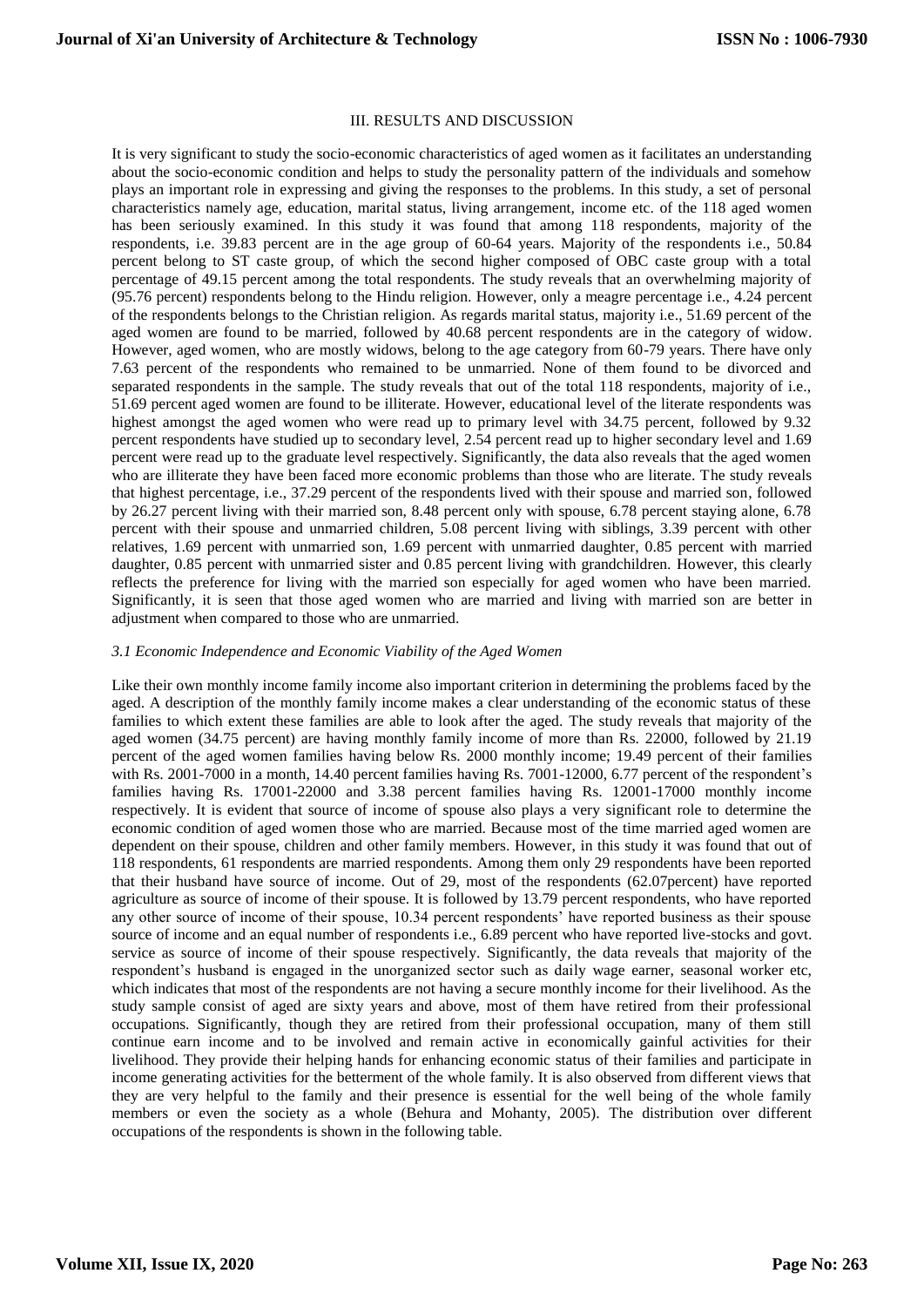## III. RESULTS AND DISCUSSION

It is very significant to study the socio-economic characteristics of aged women as it facilitates an understanding about the socio-economic condition and helps to study the personality pattern of the individuals and somehow plays an important role in expressing and giving the responses to the problems. In this study, a set of personal characteristics namely age, education, marital status, living arrangement, income etc. of the 118 aged women has been seriously examined. In this study it was found that among 118 respondents, majority of the respondents, i.e. 39.83 percent are in the age group of 60-64 years. Majority of the respondents i.e., 50.84 percent belong to ST caste group, of which the second higher composed of OBC caste group with a total percentage of 49.15 percent among the total respondents. The study reveals that an overwhelming majority of (95.76 percent) respondents belong to the Hindu religion. However, only a meagre percentage i.e., 4.24 percent of the respondents belongs to the Christian religion. As regards marital status, majority i.e., 51.69 percent of the aged women are found to be married, followed by 40.68 percent respondents are in the category of widow. However, aged women, who are mostly widows, belong to the age category from 60-79 years. There have only 7.63 percent of the respondents who remained to be unmarried. None of them found to be divorced and separated respondents in the sample. The study reveals that out of the total 118 respondents, majority of i.e., 51.69 percent aged women are found to be illiterate. However, educational level of the literate respondents was highest amongst the aged women who were read up to primary level with 34.75 percent, followed by 9.32 percent respondents have studied up to secondary level, 2.54 percent read up to higher secondary level and 1.69 percent were read up to the graduate level respectively. Significantly, the data also reveals that the aged women who are illiterate they have been faced more economic problems than those who are literate. The study reveals that highest percentage, i.e., 37.29 percent of the respondents lived with their spouse and married son, followed by 26.27 percent living with their married son, 8.48 percent only with spouse, 6.78 percent staying alone, 6.78 percent with their spouse and unmarried children, 5.08 percent living with siblings, 3.39 percent with other relatives, 1.69 percent with unmarried son, 1.69 percent with unmarried daughter, 0.85 percent with married daughter, 0.85 percent with unmarried sister and 0.85 percent living with grandchildren. However, this clearly reflects the preference for living with the married son especially for aged women who have been married. Significantly, it is seen that those aged women who are married and living with married son are better in adjustment when compared to those who are unmarried.

### *3.1 Economic Independence and Economic Viability of the Aged Women*

Like their own monthly income family income also important criterion in determining the problems faced by the aged. A description of the monthly family income makes a clear understanding of the economic status of these families to which extent these families are able to look after the aged. The study reveals that majority of the aged women (34.75 percent) are having monthly family income of more than Rs. 22000, followed by 21.19 percent of the aged women families having below Rs. 2000 monthly income; 19.49 percent of their families with Rs. 2001-7000 in a month, 14.40 percent families having Rs. 7001-12000, 6.77 percent of the respondent's families having Rs. 17001-22000 and 3.38 percent families having Rs. 12001-17000 monthly income respectively. It is evident that source of income of spouse also plays a very significant role to determine the economic condition of aged women those who are married. Because most of the time married aged women are dependent on their spouse, children and other family members. However, in this study it was found that out of 118 respondents, 61 respondents are married respondents. Among them only 29 respondents have been reported that their husband have source of income. Out of 29, most of the respondents (62.07percent) have reported agriculture as source of income of their spouse. It is followed by 13.79 percent respondents, who have reported any other source of income of their spouse, 10.34 percent respondents' have reported business as their spouse source of income and an equal number of respondents i.e., 6.89 percent who have reported live-stocks and govt. service as source of income of their spouse respectively. Significantly, the data reveals that majority of the respondent's husband is engaged in the unorganized sector such as daily wage earner, seasonal worker etc, which indicates that most of the respondents are not having a secure monthly income for their livelihood. As the study sample consist of aged are sixty years and above, most of them have retired from their professional occupations. Significantly, though they are retired from their professional occupation, many of them still continue earn income and to be involved and remain active in economically gainful activities for their livelihood. They provide their helping hands for enhancing economic status of their families and participate in income generating activities for the betterment of the whole family. It is also observed from different views that they are very helpful to the family and their presence is essential for the well being of the whole family members or even the society as a whole (Behura and Mohanty, 2005). The distribution over different occupations of the respondents is shown in the following table.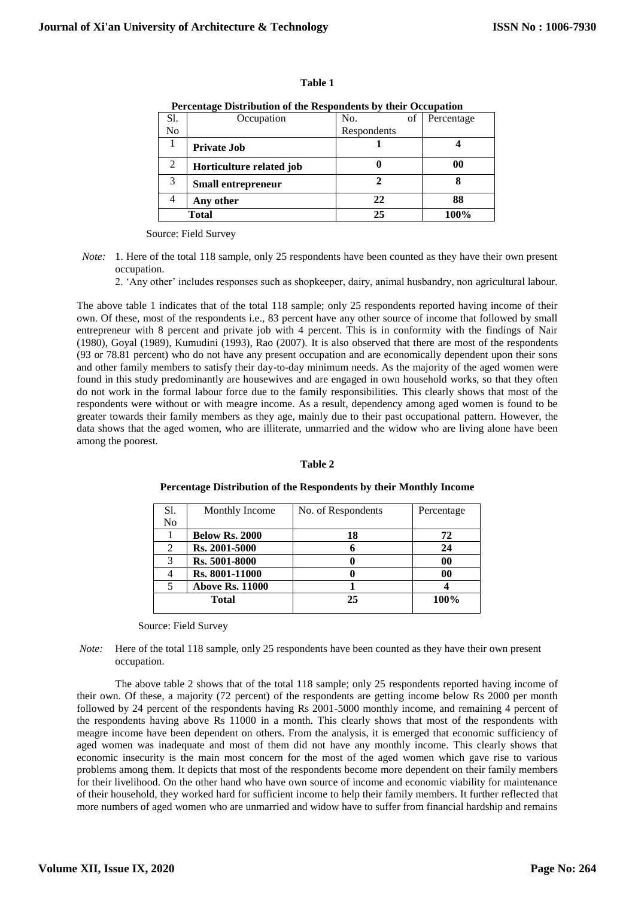**Table 1**

**Percentage Distribution of the Respondents by their Occupation**

| Sl. No | Occupation | No. of Respondents | Percentage |
|---|---|---|---|
| 1 | **Private Job** | **1** | **4** |
| 2 | **Horticulture related job** | **0** | **00** |
| 3 | **Small entrepreneur** | **2** | **8** |
| 4 | **Any other** | **22** | **88** |
| **Total** | | **25** | **100%** |

Source: Field Survey

*Note:* 1. Here of the total 118 sample, only 25 respondents have been counted as they have their own present occupation.

2. 'Any other' includes responses such as shopkeeper, dairy, animal husbandry, non agricultural labour.

The above table 1 indicates that of the total 118 sample; only 25 respondents reported having income of their own. Of these, most of the respondents i.e., 83 percent have any other source of income that followed by small entrepreneur with 8 percent and private job with 4 percent. This is in conformity with the findings of Nair (1980), Goyal (1989), Kumudini (1993), Rao (2007). It is also observed that there are most of the respondents (93 or 78.81 percent) who do not have any present occupation and are economically dependent upon their sons and other family members to satisfy their day-to-day minimum needs. As the majority of the aged women were found in this study predominantly are housewives and are engaged in own household works, so that they often do not work in the formal labour force due to the family responsibilities. This clearly shows that most of the respondents were without or with meagre income. As a result, dependency among aged women is found to be greater towards their family members as they age, mainly due to their past occupational pattern. However, the data shows that the aged women, who are illiterate, unmarried and the widow who are living alone have been among the poorest.

**Table 2**

**Percentage Distribution of the Respondents by their Monthly Income**

| Sl. No | Monthly Income | No. of Respondents | Percentage |
|---|---|---|---|
| 1 | **Below Rs. 2000** | **18** | **72** |
| 2 | **Rs. 2001-5000** | **6** | **24** |
| 3 | **Rs. 5001-8000** | **0** | **00** |
| 4 | **Rs. 8001-11000** | **0** | **00** |
| 5 | **Above Rs. 11000** | **1** | **4** |
| **Total** | | **25** | **100%** |

Source: Field Survey

*Note:* Here of the total 118 sample, only 25 respondents have been counted as they have their own present occupation.

The above table 2 shows that of the total 118 sample; only 25 respondents reported having income of their own. Of these, a majority (72 percent) of the respondents are getting income below Rs 2000 per month followed by 24 percent of the respondents having Rs 2001-5000 monthly income, and remaining 4 percent of the respondents having above Rs 11000 in a month. This clearly shows that most of the respondents with meagre income have been dependent on others. From the analysis, it is emerged that economic sufficiency of aged women was inadequate and most of them did not have any monthly income. This clearly shows that economic insecurity is the main most concern for the most of the aged women which gave rise to various problems among them. It depicts that most of the respondents become more dependent on their family members for their livelihood. On the other hand who have own source of income and economic viability for maintenance of their household, they worked hard for sufficient income to help their family members. It further reflected that more numbers of aged women who are unmarried and widow have to suffer from financial hardship and remains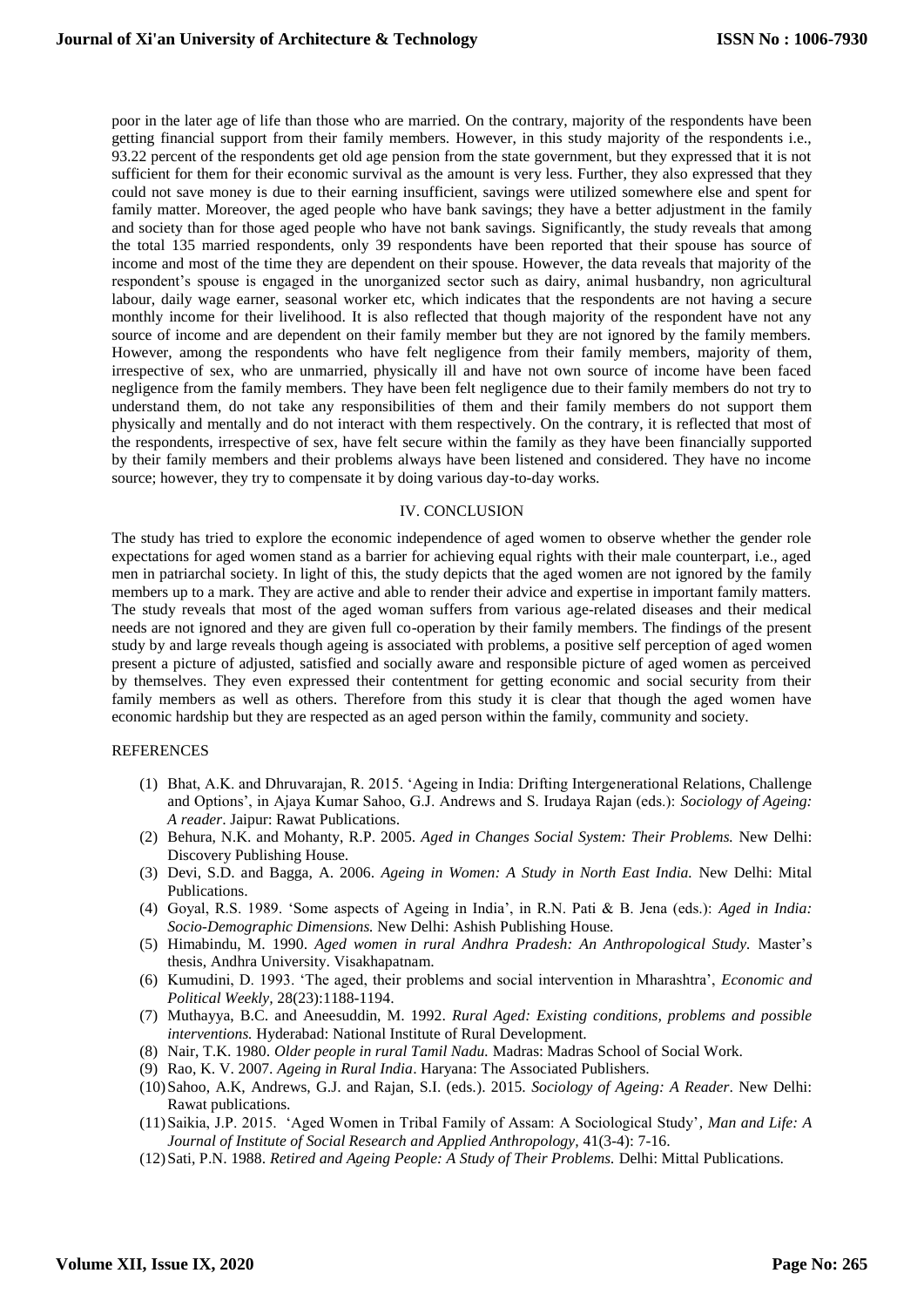poor in the later age of life than those who are married. On the contrary, majority of the respondents have been getting financial support from their family members. However, in this study majority of the respondents i.e., 93.22 percent of the respondents get old age pension from the state government, but they expressed that it is not sufficient for them for their economic survival as the amount is very less. Further, they also expressed that they could not save money is due to their earning insufficient, savings were utilized somewhere else and spent for family matter. Moreover, the aged people who have bank savings; they have a better adjustment in the family and society than for those aged people who have not bank savings. Significantly, the study reveals that among the total 135 married respondents, only 39 respondents have been reported that their spouse has source of income and most of the time they are dependent on their spouse. However, the data reveals that majority of the respondent's spouse is engaged in the unorganized sector such as dairy, animal husbandry, non agricultural labour, daily wage earner, seasonal worker etc, which indicates that the respondents are not having a secure monthly income for their livelihood. It is also reflected that though majority of the respondent have not any source of income and are dependent on their family member but they are not ignored by the family members. However, among the respondents who have felt negligence from their family members, majority of them, irrespective of sex, who are unmarried, physically ill and have not own source of income have been faced negligence from the family members. They have been felt negligence due to their family members do not try to understand them, do not take any responsibilities of them and their family members do not support them physically and mentally and do not interact with them respectively. On the contrary, it is reflected that most of the respondents, irrespective of sex, have felt secure within the family as they have been financially supported by their family members and their problems always have been listened and considered. They have no income source; however, they try to compensate it by doing various day-to-day works.

## IV. CONCLUSION

The study has tried to explore the economic independence of aged women to observe whether the gender role expectations for aged women stand as a barrier for achieving equal rights with their male counterpart, i.e., aged men in patriarchal society. In light of this, the study depicts that the aged women are not ignored by the family members up to a mark. They are active and able to render their advice and expertise in important family matters. The study reveals that most of the aged woman suffers from various age-related diseases and their medical needs are not ignored and they are given full co-operation by their family members. The findings of the present study by and large reveals though ageing is associated with problems, a positive self perception of aged women present a picture of adjusted, satisfied and socially aware and responsible picture of aged women as perceived by themselves. They even expressed their contentment for getting economic and social security from their family members as well as others. Therefore from this study it is clear that though the aged women have economic hardship but they are respected as an aged person within the family, community and society.

## REFERENCES

(1) Bhat, A.K. and Dhruvarajan, R. 2015. 'Ageing in India: Drifting Intergenerational Relations, Challenge and Options', in Ajaya Kumar Sahoo, G.J. Andrews and S. Irudaya Rajan (eds.): *Sociology of Ageing: A reader*. Jaipur: Rawat Publications.

(2) Behura, N.K. and Mohanty, R.P. 2005. *Aged in Changes Social System: Their Problems.* New Delhi: Discovery Publishing House.

(3) Devi, S.D. and Bagga, A. 2006. *Ageing in Women: A Study in North East India.* New Delhi: Mital Publications.

(4) Goyal, R.S. 1989. 'Some aspects of Ageing in India', in R.N. Pati & B. Jena (eds.): *Aged in India: Socio-Demographic Dimensions.* New Delhi: Ashish Publishing House.

(5) Himabindu, M. 1990. *Aged women in rural Andhra Pradesh: An Anthropological Study.* Master's thesis, Andhra University. Visakhapatnam.

(6) Kumudini, D. 1993. 'The aged, their problems and social intervention in Mharashtra', *Economic and Political Weekly*, 28(23):1188-1194.

(7) Muthayya, B.C. and Aneesuddin, M. 1992. *Rural Aged: Existing conditions, problems and possible interventions.* Hyderabad: National Institute of Rural Development.

(8) Nair, T.K. 1980. *Older people in rural Tamil Nadu.* Madras: Madras School of Social Work.

(9) Rao, K. V. 2007. *Ageing in Rural India*. Haryana: The Associated Publishers.

(10) Sahoo, A.K, Andrews, G.J. and Rajan, S.I. (eds.). 2015. *Sociology of Ageing: A Reader*. New Delhi: Rawat publications.

(11) Saikia, J.P. 2015. 'Aged Women in Tribal Family of Assam: A Sociological Study', *Man and Life: A Journal of Institute of Social Research and Applied Anthropology*, 41(3-4): 7-16.

(12) Sati, P.N. 1988. *Retired and Ageing People: A Study of Their Problems.* Delhi: Mittal Publications.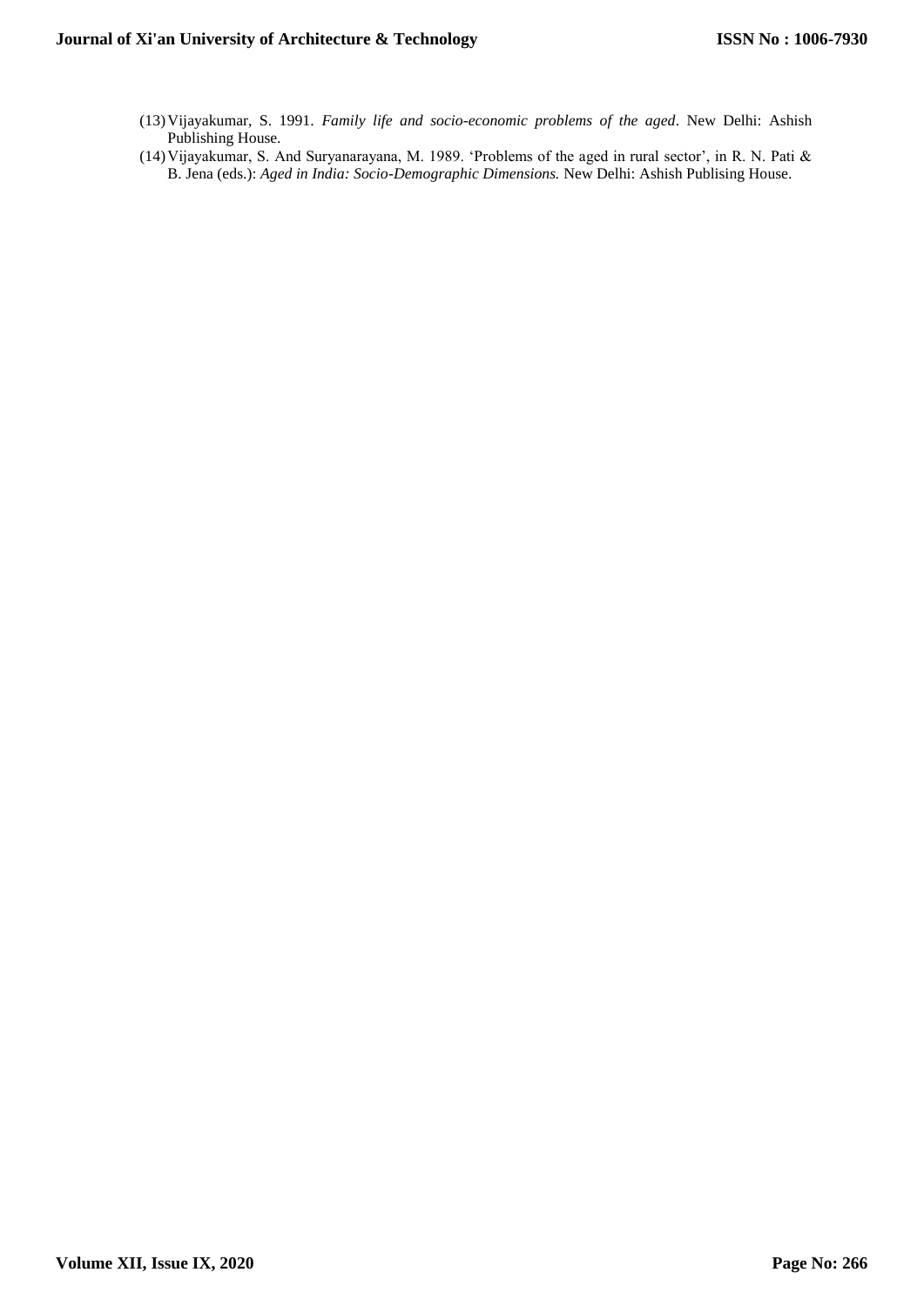(13) Vijayakumar, S. 1991. *Family life and socio-economic problems of the aged*. New Delhi: Ashish Publishing House.

(14) Vijayakumar, S. And Suryanarayana, M. 1989. 'Problems of the aged in rural sector', in R. N. Pati & B. Jena (eds.): *Aged in India: Socio-Demographic Dimensions.* New Delhi: Ashish Publising House.